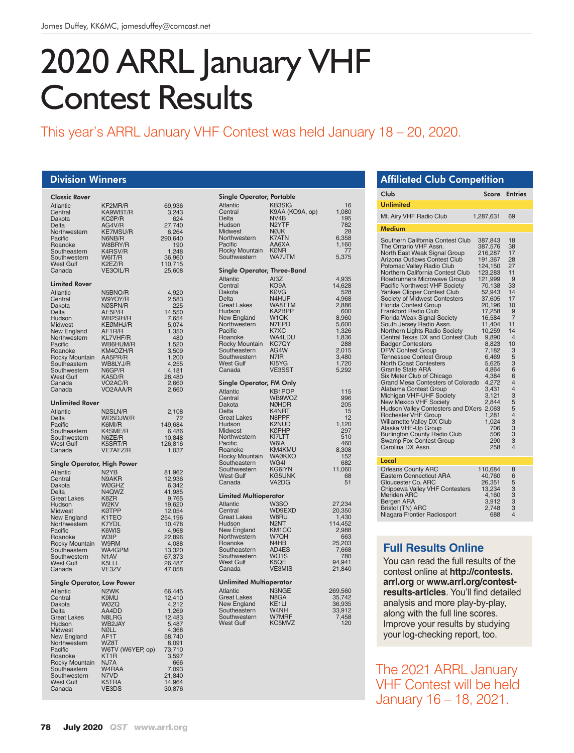James Duffey, KK6MC, jamesduffey@comcast.net

# 2020 ARRL January VHF Contest Results

This year's ARRL January VHF Contest was held January 18 – 20, 2020.

## Division Winners

### Classic Rover

| Division | Call | Score |
|---|---|---|
| Atlantic | KF2MR/R | 69,936 |
| Central | KA9WBT/R | 3,243 |
| Dakota | KC0P/R | 624 |
| Delta | AG4V/R | 27,740 |
| Northwestern | KE7MSU/R | 6,264 |
| Pacific | N6NB/R | 290,640 |
| Roanoke | W8BRY/R | 190 |
| Southeastern | K4RSV/R | 1,248 |
| Southwestern | W6IT/R | 36,960 |
| West Gulf | K2EZ/R | 110,715 |
| Canada | VE3OIL/R | 25,608 |

### Limited Rover

| Division | Call | Score |
|---|---|---|
| Atlantic | N5BNO/R | 4,920 |
| Central | W9YOY/R | 2,583 |
| Dakota | NØSPN/R | 225 |
| Delta | AE5P/R | 14,550 |
| Hudson | WB2SIH/R | 7,654 |
| Midwest | KEØMHJ/R | 5,074 |
| New England | AF1R/R | 1,350 |
| Northwestern | KL7VHF/R | 480 |
| Pacific | WB6HUM/R | 1,520 |
| Roanoke | KM4OZH/R | 3,509 |
| Rocky Mountain | AA5PR/R | 1,200 |
| Southeastern | WB8LYJ/R | 4,255 |
| Southwestern | N6GP/R | 4,181 |
| West Gulf | KA5D/R | 28,480 |
| Canada | VO2AC/R | 2,660 |
| Canada | VO2AAA/R | 2,660 |

### Unlimited Rover

| Division | Call | Score |
|---|---|---|
| Atlantic | N2SLN/R | 2,108 |
| Delta | WD5DJW/R | 72 |
| Pacific | K6MI/R | 149,684 |
| Southeastern | K4SME/R | 6,486 |
| Southwestern | N6ZE/R | 10,848 |
| West Gulf | K5SRT/R | 126,816 |
| Canada | VE7AFZ/R | 1,037 |

### Single Operator, High Power

| Division | Call | Score |
|---|---|---|
| Atlantic | N2YB | 81,962 |
| Central | N9AKR | 12,936 |
| Dakota | WØGHZ | 6,342 |
| Delta | N4QWZ | 41,985 |
| Great Lakes | K8ZR | 9,765 |
| Hudson | W2KV | 19,620 |
| Midwest | KØTPP | 12,054 |
| New England | K1TEO | 254,196 |
| Northwestern | K7YDL | 10,478 |
| Pacific | K6WIS | 4,968 |
| Roanoke | W3IP | 22,896 |
| Rocky Mountain | W9RM | 4,088 |
| Southeastern | WA4GPM | 13,320 |
| Southwestern | N1AV | 67,373 |
| West Gulf | K5LLL | 26,487 |
| Canada | VE3ZV | 47,058 |

### Single Operator, Low Power

| Division | Call | Score |
|---|---|---|
| Atlantic | N2WK | 66,445 |
| Central | K9MU | 12,410 |
| Dakota | WØZQ | 4,212 |
| Delta | AA4DD | 1,269 |
| Great Lakes | N8LRG | 12,483 |
| Hudson | WB2JAY | 5,487 |
| Midwest | NØLL | 4,368 |
| New England | AF1T | 58,740 |
| Northwestern | WZ8T | 8,091 |
| Pacific | W6TV (W6YEP, op) | 73,710 |
| Roanoke | KT1R | 3,597 |
| Rocky Mountain | NJ7A | 666 |
| Southeastern | W4RAA | 7,093 |
| Southwestern | N7VD | 21,840 |
| West Gulf | K5TRA | 14,964 |
| Canada | VE3DS | 30,876 |

### Single Operator, Portable

| Division | Call | Score |
|---|---|---|
| Atlantic | KB3SIG | 16 |
| Central | K9AA (KO9A, op) | 1,080 |
| Delta | NV4B | 195 |
| Hudson | N2YTF | 782 |
| Midwest | NØJK | 28 |
| Northwestern | K7ATN | 6,358 |
| Pacific | AA6XA | 1,160 |
| Rocky Mountain | KØNR | 77 |
| Southwestern | WA7JTM | 5,375 |

### Single Operator, Three-Band

| Division | Call | Score |
|---|---|---|
| Atlantic | AI3Z | 4,935 |
| Central | KO9A | 14,628 |
| Dakota | KØVG | 528 |
| Delta | N4HUF | 4,968 |
| Great Lakes | WA8TTM | 2,886 |
| Hudson | KA2BPP | 600 |
| New England | W1QK | 8,960 |
| Northwestern | N7EPD | 5,600 |
| Pacific | K7XC | 1,326 |
| Roanoke | WA4LDU | 1,836 |
| Rocky Mountain | KC7QY | 288 |
| Southeastern | AG4W | 2,015 |
| Southwestern | N7IR | 3,480 |
| West Gulf | KI5YG | 1,720 |
| Canada | VE3SST | 5,292 |

### Single Operator, FM Only

| Division | Call | Score |
|---|---|---|
| Atlantic | KB1POP | 115 |
| Central | WB9WOZ | 996 |
| Dakota | NØHDR | 205 |
| Delta | K4NRT | 15 |
| Great Lakes | N8PPF | 12 |
| Hudson | K2NUD | 1,120 |
| Midwest | KØPHP | 297 |
| Northwestern | KI7LTT | 510 |
| Pacific | W6IA | 460 |
| Roanoke | KM4KMU | 8,308 |
| Rocky Mountain | WAØKXO | 152 |
| Southeastern | WG4I | 682 |
| Southwestern | KG6IYN | 11,060 |
| West Gulf | KG5UNK | 68 |
| Canada | VA2DG | 51 |

### Limited Multioperator

| Division | Call | Score |
|---|---|---|
| Atlantic | W3SO | 27,234 |
| Central | WD9EXD | 20,350 |
| Great Lakes | W8RU | 1,430 |
| Hudson | N2NT | 114,452 |
| New England | KM1CC | 2,988 |
| Northwestern | W7QH | 663 |
| Roanoke | N4HB | 25,203 |
| Southeastern | AD4ES | 7,668 |
| Southwestern | WO1S | 780 |
| West Gulf | K5QE | 94,941 |
| Canada | VE3MIS | 21,840 |

### Unlimited Multioperator

| Division | Call | Score |
|---|---|---|
| Atlantic | N3NGE | 269,560 |
| Great Lakes | N8GA | 35,742 |
| New England | KE1LI | 36,935 |
| Southeastern | W4NH | 33,912 |
| Southwestern | W7MRF | 7,458 |
| West Gulf | KC5MVZ | 120 |

## Affiliated Club Competition

| Club | Score | Entries |
|---|---|---|
| **Unlimited** | | |
| Mt. Airy VHF Radio Club | 1,287,631 | 69 |
| **Medium** | | |
| Southern California Contest Club | 387,843 | 18 |
| The Ontario VHF Assn. | 387,576 | 38 |
| North East Weak Signal Group | 216,287 | 17 |
| Arizona Outlaws Contest Club | 191,367 | 28 |
| Potomac Valley Radio Club | 124,150 | 27 |
| Northern California Contest Club | 123,283 | 11 |
| Roadrunners Microwave Group | 121,999 | 9 |
| Pacific Northwest VHF Society | 70,138 | 33 |
| Yankee Clipper Contest Club | 52,943 | 14 |
| Society of Midwest Contesters | 37,605 | 17 |
| Florida Contest Group | 20,196 | 10 |
| Frankford Radio Club | 17,258 | 9 |
| Florida Weak Signal Society | 16,584 | 7 |
| South Jersey Radio Assn. | 11,404 | 11 |
| Northern Lights Radio Society | 10,259 | 14 |
| Central Texas DX and Contest Club | 9,890 | 4 |
| Badger Contesters | 8,823 | 10 |
| DFW Contest Group | 7,182 | 3 |
| Tennessee Contest Group | 6,469 | 5 |
| North Coast Contesters | 5,625 | 3 |
| Granite State ARA | 4,864 | 6 |
| Six Meter Club of Chicago | 4,384 | 6 |
| Grand Mesa Contesters of Colorado | 4,272 | 4 |
| Alabama Contest Group | 3,431 | 4 |
| Michigan VHF-UHF Society | 3,121 | 3 |
| New Mexico VHF Society | 2,844 | 5 |
| Hudson Valley Contesters and DXers | 2,063 | 5 |
| Rochester VHF Group | 1,281 | 4 |
| Willamette Valley DX Club | 1,024 | 3 |
| Alaska VHF-Up Group | 706 | 3 |
| Burlington County Radio Club | 506 | 3 |
| Swamp Fox Contest Group | 290 | 3 |
| Carolina DX Assn. | 258 | 4 |
| **Local** | | |
| Orleans County ARC | 110,684 | 8 |
| Eastern Connecticut ARA | 40,760 | 6 |
| Gloucester Co. ARC | 26,351 | 5 |
| Chippewa Valley VHF Contesters | 13,234 | 3 |
| Meriden ARC | 4,160 | 3 |
| Bergen ARA | 3,912 | 3 |
| Bristol (TN) ARC | 2,748 | 3 |
| Niagara Frontier Radiosport | 688 | 4 |

## Full Results Online

You can read the full results of the contest online at **http://contests.arrl.org** or **www.arrl.org/contest-results-articles**. You'll find detailed analysis and more play-by-play, along with the full line scores. Improve your results by studying your log-checking report, too.

The 2021 ARRL January VHF Contest will be held January 16 – 18, 2021.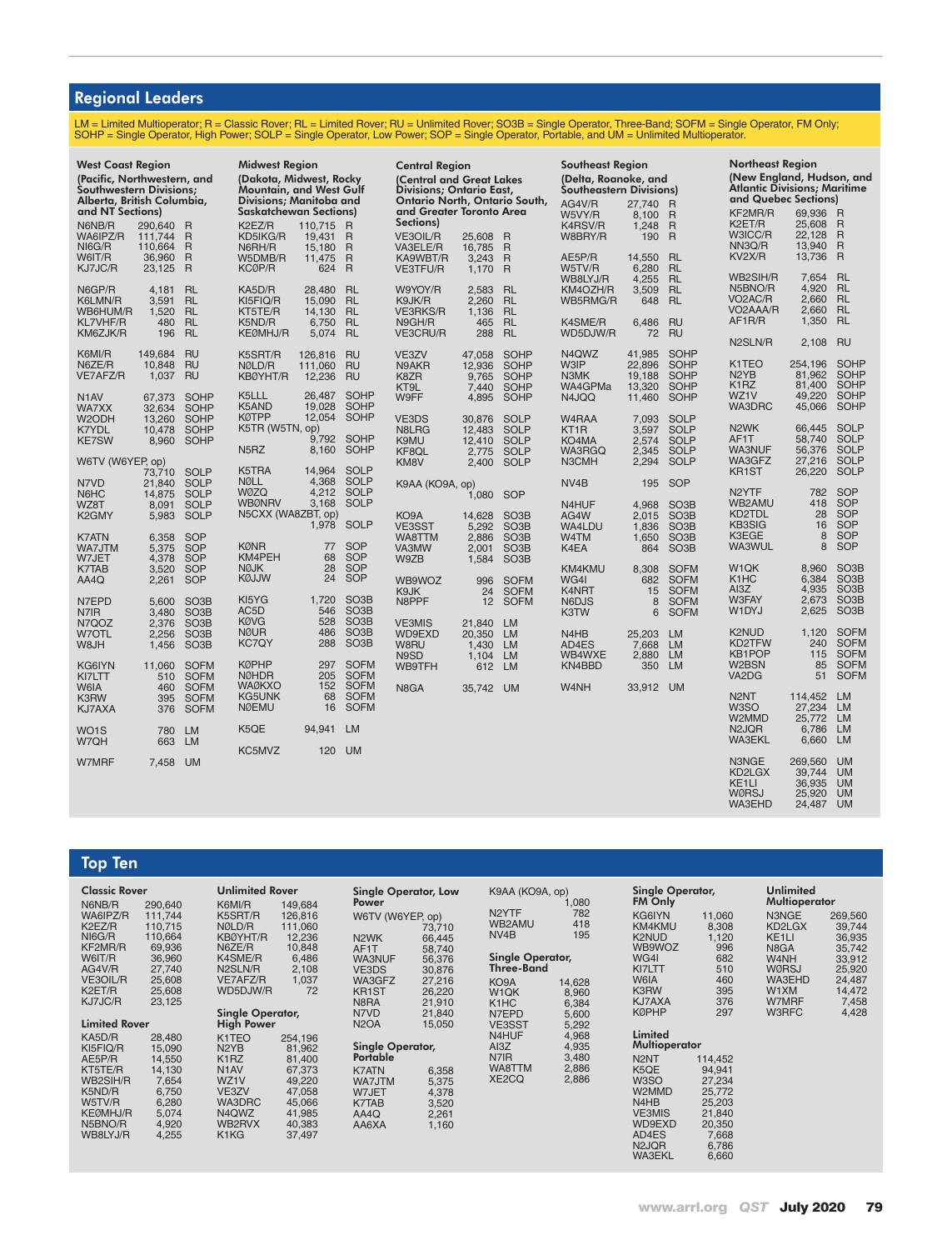## Regional Leaders

LM = Limited Multioperator; R = Classic Rover; RL = Limited Rover; RU = Unlimited Rover; SO3B = Single Operator, Three-Band; SOFM = Single Operator, FM Only; SOHP = Single Operator, High Power; SOLP = Single Operator, Low Power; SOP = Single Operator, Portable, and UM = Unlimited Multioperator.

### West Coast Region

(Pacific, Northwestern, and Southwestern Divisions; Alberta, British Columbia, and NT Sections)

| | | |
|---|---|---|
| N6NB/R | 290,640 | R |
| WA6IPZ/R | 111,744 | R |
| NI6G/R | 110,664 | R |
| W6IT/R | 36,960 | R |
| KJ7JC/R | 23,125 | R |
| N6GP/R | 4,181 | RL |
| K6LMN/R | 3,591 | RL |
| WB6HUM/R | 1,520 | RL |
| KL7VHF/R | 480 | RL |
| KM6ZJK/R | 196 | RL |
| K6MI/R | 149,684 | RU |
| N6ZE/R | 10,848 | RU |
| VE7AFZ/R | 1,037 | RU |
| N1AV | 67,373 | SOHP |
| WA7XX | 32,634 | SOHP |
| W2ODH | 13,260 | SOHP |
| K7YDL | 10,478 | SOHP |
| KE7SW | 8,960 | SOHP |
| W6TV (W6YEP, op) | 73,710 | SOLP |
| N7VD | 21,840 | SOLP |
| N6HC | 14,875 | SOLP |
| WZ8T | 8,091 | SOLP |
| K2GMY | 5,983 | SOLP |
| K7ATN | 6,358 | SOP |
| WA7JTM | 5,375 | SOP |
| W7JET | 4,378 | SOP |
| K7TAB | 3,520 | SOP |
| AA4Q | 2,261 | SOP |
| N7EPD | 5,600 | SO3B |
| N7IR | 3,480 | SO3B |
| N7QOZ | 2,376 | SO3B |
| W7OTL | 2,256 | SO3B |
| W8JH | 1,456 | SO3B |
| KG6IYN | 11,060 | SOFM |
| KI7LTT | 510 | SOFM |
| W6IA | 460 | SOFM |
| K3RW | 395 | SOFM |
| KJ7AXA | 376 | SOFM |
| WO1S | 780 | LM |
| W7QH | 663 | LM |
| W7MRF | 7,458 | UM |

### Midwest Region

(Dakota, Midwest, Rocky Mountain, and West Gulf Divisions; Manitoba and Saskatchewan Sections)

| | | |
|---|---|---|
| K2EZ/R | 110,715 | R |
| KD5IKG/R | 19,431 | R |
| N6RH/R | 15,180 | R |
| W5DMB/R | 11,475 | R |
| KCØP/R | 624 | R |
| KA5D/R | 28,480 | RL |
| KI5FIQ/R | 15,090 | RL |
| KT5TE/R | 14,130 | RL |
| K5ND/R | 6,750 | RL |
| KEØMHJ/R | 5,074 | RL |
| K5SRT/R | 126,816 | RU |
| NØLD/R | 111,060 | RU |
| KBØYHT/R | 12,236 | RU |
| K5LLL | 26,487 | SOHP |
| K5AND | 19,028 | SOHP |
| KØTPP | 12,054 | SOHP |
| K5TR (W5TN, op) | 9,792 | SOHP |
| N5RZ | 8,160 | SOHP |
| K5TRA | 14,964 | SOLP |
| NØLL | 4,368 | SOLP |
| WØZQ | 4,212 | SOLP |
| WBØNRV | 3,168 | SOLP |
| N5CXX (WA8ZBT, op) | 1,978 | SOLP |
| KØNR | 77 | SOP |
| KM4PEH | 68 | SOP |
| NØJK | 28 | SOP |
| KØJJW | 24 | SOP |
| KI5YG | 1,720 | SO3B |
| AC5D | 546 | SO3B |
| KØVG | 528 | SO3B |
| NØUR | 486 | SO3B |
| KC7QY | 288 | SO3B |
| KØPHP | 297 | SOFM |
| NØHDR | 205 | SOFM |
| WAØKXO | 152 | SOFM |
| KG5UNK | 68 | SOFM |
| NØEMU | 16 | SOFM |
| K5QE | 94,941 | LM |
| KC5MVZ | 120 | UM |

### Central Region

(Central and Great Lakes Divisions; Ontario East, Ontario North, Ontario South, and Greater Toronto Area Sections)

| | | |
|---|---|---|
| VE3OIL/R | 25,608 | R |
| VA3ELE/R | 16,785 | R |
| KA9WBT/R | 3,243 | R |
| VE3TFU/R | 1,170 | R |
| W9YOY/R | 2,583 | RL |
| K9JK/R | 2,260 | RL |
| VE3RKS/R | 1,136 | RL |
| N9GH/R | 465 | RL |
| VE3CRU/R | 288 | RL |
| VE3ZV | 47,058 | SOHP |
| N9AKR | 12,936 | SOHP |
| K8ZR | 9,765 | SOHP |
| KT9L | 7,440 | SOHP |
| W9FF | 4,895 | SOHP |
| VE3DS | 30,876 | SOLP |
| N8LRG | 12,483 | SOLP |
| K9MU | 12,410 | SOLP |
| KF8QL | 2,775 | SOLP |
| KM8V | 2,400 | SOLP |
| K9AA (KO9A, op) | 1,080 | SOP |
| KO9A | 14,628 | SO3B |
| VE3SST | 5,292 | SO3B |
| WA8TTM | 2,886 | SO3B |
| VA3MW | 2,001 | SO3B |
| W9ZB | 1,584 | SO3B |
| WB9WOZ | 996 | SOFM |
| K9JK | 24 | SOFM |
| N8PPF | 12 | SOFM |
| VE3MIS | 21,840 | LM |
| WD9EXD | 20,350 | LM |
| W8RU | 1,430 | LM |
| N9SD | 1,104 | LM |
| WB9TFH | 612 | LM |
| N8GA | 35,742 | UM |

### Southeast Region

(Delta, Roanoke, and Southeastern Divisions)

| | | |
|---|---|---|
| AG4V/R | 27,740 | R |
| W5VY/R | 8,100 | R |
| K4RSV/R | 1,248 | R |
| W8BRY/R | 190 | R |
| AE5P/R | 14,550 | RL |
| W5TV/R | 6,280 | RL |
| WB8LYJ/R | 4,255 | RL |
| KM4OZH/R | 3,509 | RL |
| WB5RMG/R | 648 | RL |
| K4SME/R | 6,486 | RU |
| WD5DJW/R | 72 | RU |
| N4QWZ | 41,985 | SOHP |
| W3IP | 22,896 | SOHP |
| N3MK | 19,188 | SOHP |
| WA4GPMa | 13,320 | SOHP |
| N4JQQ | 11,460 | SOHP |
| W4RAA | 7,093 | SOLP |
| KT1R | 3,597 | SOLP |
| KO4MA | 2,574 | SOLP |
| WA3RGQ | 2,345 | SOLP |
| N3CMH | 2,294 | SOLP |
| NV4B | 195 | SOP |
| N4HUF | 4,968 | SO3B |
| AG4W | 2,015 | SO3B |
| WA4LDU | 1,836 | SO3B |
| W4TM | 1,650 | SO3B |
| K4EA | 864 | SO3B |
| KM4KMU | 8,308 | SOFM |
| WG4I | 682 | SOFM |
| K4NRT | 15 | SOFM |
| N6DJS | 8 | SOFM |
| K3TW | 6 | SOFM |
| N4HB | 25,203 | LM |
| AD4ES | 7,668 | LM |
| WB4WXE | 2,880 | LM |
| KN4BBD | 350 | LM |
| W4NH | 33,912 | UM |

### Northeast Region

(New England, Hudson, and Atlantic Divisions; Maritime and Quebec Sections)

| | | |
|---|---|---|
| KF2MR/R | 69,936 | R |
| K2ET/R | 25,608 | R |
| W3ICC/R | 22,128 | R |
| NN3Q/R | 13,940 | R |
| KV2X/R | 13,736 | R |
| WB2SIH/R | 7,654 | RL |
| N5BNO/R | 4,920 | RL |
| VO2AC/R | 2,660 | RL |
| VO2AAA/R | 2,660 | RL |
| AF1R/R | 1,350 | RL |
| N2SLN/R | 2,108 | RU |
| K1TEO | 254,196 | SOHP |
| N2YB | 81,962 | SOHP |
| K1RZ | 81,400 | SOHP |
| WZ1V | 49,220 | SOHP |
| WA3DRC | 45,066 | SOHP |
| N2WK | 66,445 | SOLP |
| AF1T | 58,740 | SOLP |
| WA3NUF | 56,376 | SOLP |
| WA3GFZ | 27,216 | SOLP |
| KR1ST | 26,220 | SOLP |
| N2YTF | 782 | SOP |
| WB2AMU | 418 | SOP |
| KD2TDL | 28 | SOP |
| KB3SIG | 16 | SOP |
| K3EGE | 8 | SOP |
| WA3WUL | 8 | SOP |
| W1QK | 8,960 | SO3B |
| K1HC | 6,384 | SO3B |
| AI3Z | 4,935 | SO3B |
| W3FAY | 2,673 | SO3B |
| W1DYJ | 2,625 | SO3B |
| K2NUD | 1,120 | SOFM |
| KD2TFW | 240 | SOFM |
| KB1POP | 115 | SOFM |
| W2BSN | 85 | SOFM |
| VA2DG | 51 | SOFM |
| N2NT | 114,452 | LM |
| W3SO | 27,234 | LM |
| W2MMD | 25,772 | LM |
| N2JQR | 6,786 | LM |
| WA3EKL | 6,660 | LM |
| N3NGE | 269,560 | UM |
| KD2LGX | 39,744 | UM |
| KE1LI | 36,935 | UM |
| WØRSJ | 25,920 | UM |
| WA3EHD | 24,487 | UM |

## Top Ten

### Classic Rover

| | |
|---|---|
| N6NB/R | 290,640 |
| WA6IPZ/R | 111,744 |
| K2EZ/R | 110,715 |
| NI6G/R | 110,664 |
| KF2MR/R | 69,936 |
| W6IT/R | 36,960 |
| AG4V/R | 27,740 |
| VE3OIL/R | 25,608 |
| K2ET/R | 25,608 |
| KJ7JC/R | 23,125 |

### Limited Rover

| | |
|---|---|
| KA5D/R | 28,480 |
| KI5FIQ/R | 15,090 |
| AE5P/R | 14,550 |
| KT5TE/R | 14,130 |
| WB2SIH/R | 7,654 |
| K5ND/R | 6,750 |
| W5TV/R | 6,280 |
| KEØMHJ/R | 5,074 |
| N5BNO/R | 4,920 |
| WB8LYJ/R | 4,255 |

### Unlimited Rover

| | |
|---|---|
| K6MI/R | 149,684 |
| K5SRT/R | 126,816 |
| NØLD/R | 111,060 |
| KBØYHT/R | 12,236 |
| N6ZE/R | 10,848 |
| K4SME/R | 6,486 |
| N2SLN/R | 2,108 |
| VE7AFZ/R | 1,037 |
| WD5DJW/R | 72 |

### Single Operator, High Power

| | |
|---|---|
| K1TEO | 254,196 |
| N2YB | 81,962 |
| K1RZ | 81,400 |
| N1AV | 67,373 |
| WZ1V | 49,220 |
| VE3ZV | 47,058 |
| WA3DRC | 45,066 |
| N4QWZ | 41,985 |
| WB2RVX | 40,383 |
| K1KG | 37,497 |

### Single Operator, Low Power

| | |
|---|---|
| W6TV (W6YEP, op) | 73,710 |
| N2WK | 66,445 |
| AF1T | 58,740 |
| WA3NUF | 56,376 |
| VE3DS | 30,876 |
| WA3GFZ | 27,216 |
| KR1ST | 26,220 |
| N8RA | 21,910 |
| N7VD | 21,840 |
| N2OA | 15,050 |

### Single Operator, Portable

| | |
|---|---|
| K7ATN | 6,358 |
| WA7JTM | 5,375 |
| W7JET | 4,378 |
| K7TAB | 3,520 |
| AA4Q | 2,261 |
| AA6XA | 1,160 |
| K9AA (KO9A, op) | 1,080 |
| N2YTF | 782 |
| WB2AMU | 418 |
| NV4B | 195 |

### Single Operator, Three-Band

| | |
|---|---|
| KO9A | 14,628 |
| W1QK | 8,960 |
| K1HC | 6,384 |
| N7EPD | 5,600 |
| VE3SST | 5,292 |
| N4HUF | 4,968 |
| AI3Z | 4,935 |
| N7IR | 3,480 |
| WA8TTM | 2,886 |
| XE2CQ | 2,886 |

### Single Operator, FM Only

| | |
|---|---|
| KG6IYN | 11,060 |
| KM4KMU | 8,308 |
| K2NUD | 1,120 |
| WB9WOZ | 996 |
| WG4I | 682 |
| KI7LTT | 510 |
| W6IA | 460 |
| K3RW | 395 |
| KJ7AXA | 376 |
| KØPHP | 297 |

### Limited Multioperator

| | |
|---|---|
| N2NT | 114,452 |
| K5QE | 94,941 |
| W3SO | 27,234 |
| W2MMD | 25,772 |
| N4HB | 25,203 |
| VE3MIS | 21,840 |
| WD9EXD | 20,350 |
| AD4ES | 7,668 |
| N2JQR | 6,786 |
| WA3EKL | 6,660 |

### Unlimited Multioperator

| | |
|---|---|
| N3NGE | 269,560 |
| KD2LGX | 39,744 |
| KE1LI | 36,935 |
| N8GA | 35,742 |
| W4NH | 33,912 |
| WØRSJ | 25,920 |
| WA3EHD | 24,487 |
| W1XM | 14,472 |
| W7MRF | 7,458 |
| W3RFC | 4,428 |